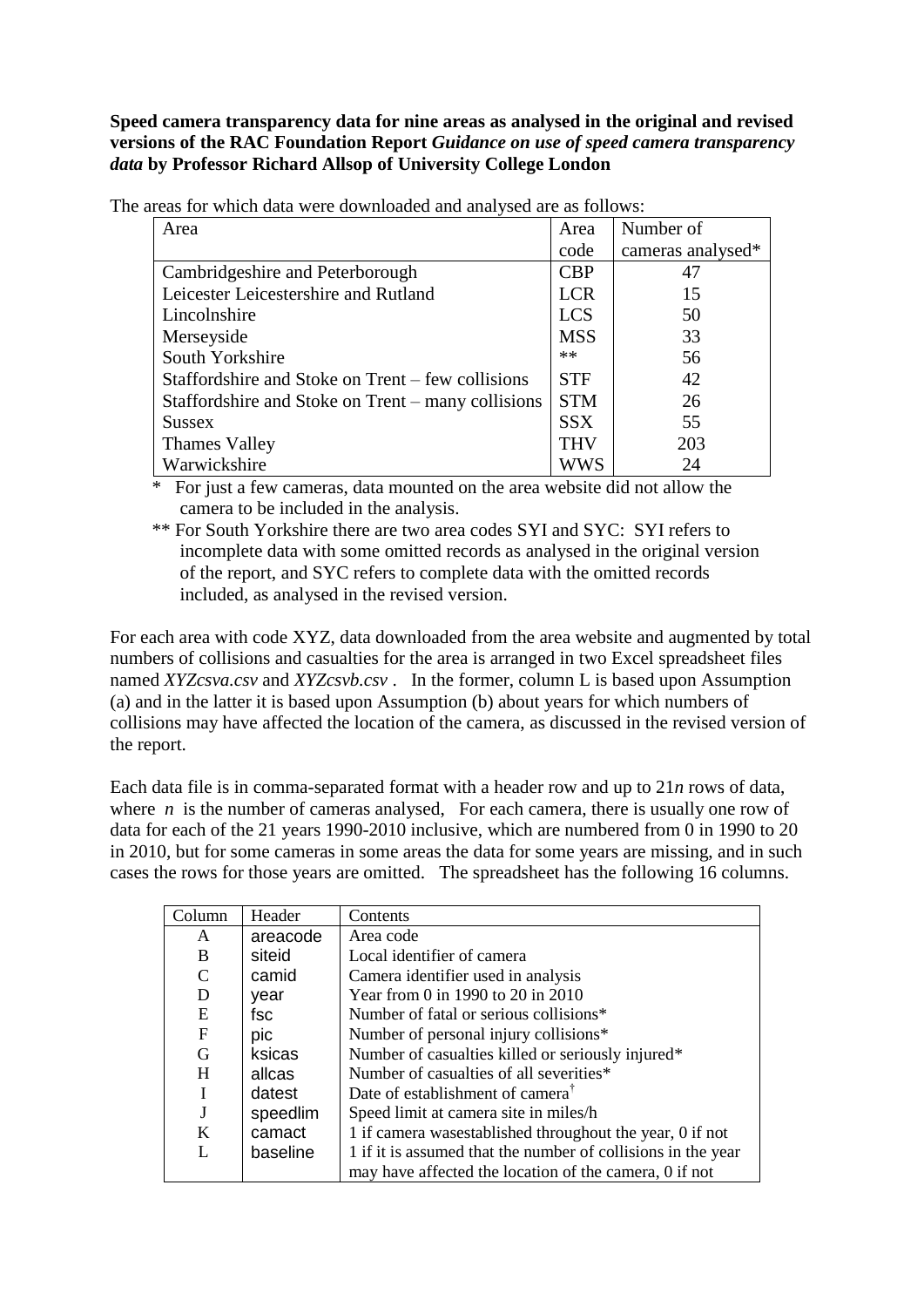**Speed camera transparency data for nine areas as analysed in the original and revised versions of the RAC Foundation Report *Guidance on use of speed camera transparency data* by Professor Richard Allsop of University College London**

The areas for which data were downloaded and analysed are as follows:

| Area | Area code | Number of cameras analysed* |
|---|---|---|
| Cambridgeshire and Peterborough | CBP | 47 |
| Leicester Leicestershire and Rutland | LCR | 15 |
| Lincolnshire | LCS | 50 |
| Merseyside | MSS | 33 |
| South Yorkshire | ** | 56 |
| Staffordshire and Stoke on Trent – few collisions | STF | 42 |
| Staffordshire and Stoke on Trent – many collisions | STM | 26 |
| Sussex | SSX | 55 |
| Thames Valley | THV | 203 |
| Warwickshire | WWS | 24 |

\* For just a few cameras, data mounted on the area website did not allow the camera to be included in the analysis.

** For South Yorkshire there are two area codes SYI and SYC: SYI refers to incomplete data with some omitted records as analysed in the original version of the report, and SYC refers to complete data with the omitted records included, as analysed in the revised version.

For each area with code XYZ, data downloaded from the area website and augmented by total numbers of collisions and casualties for the area is arranged in two Excel spreadsheet files named *XYZcsva.csv* and *XYZcsvb.csv* . In the former, column L is based upon Assumption (a) and in the latter it is based upon Assumption (b) about years for which numbers of collisions may have affected the location of the camera, as discussed in the revised version of the report.

Each data file is in comma-separated format with a header row and up to 21*n* rows of data, where *n* is the number of cameras analysed, For each camera, there is usually one row of data for each of the 21 years 1990-2010 inclusive, which are numbered from 0 in 1990 to 20 in 2010, but for some cameras in some areas the data for some years are missing, and in such cases the rows for those years are omitted. The spreadsheet has the following 16 columns.

| Column | Header | Contents |
|---|---|---|
| A | areacode | Area code |
| B | siteid | Local identifier of camera |
| C | camid | Camera identifier used in analysis |
| D | year | Year from 0 in 1990 to 20 in 2010 |
| E | fsc | Number of fatal or serious collisions* |
| F | pic | Number of personal injury collisions* |
| G | ksicas | Number of casualties killed or seriously injured* |
| H | allcas | Number of casualties of all severities* |
| I | datest | Date of establishment of camera† |
| J | speedlim | Speed limit at camera site in miles/h |
| K | camact | 1 if camera wasestablished throughout the year, 0 if not |
| L | baseline | 1 if it is assumed that the number of collisions in the year may have affected the location of the camera, 0 if not |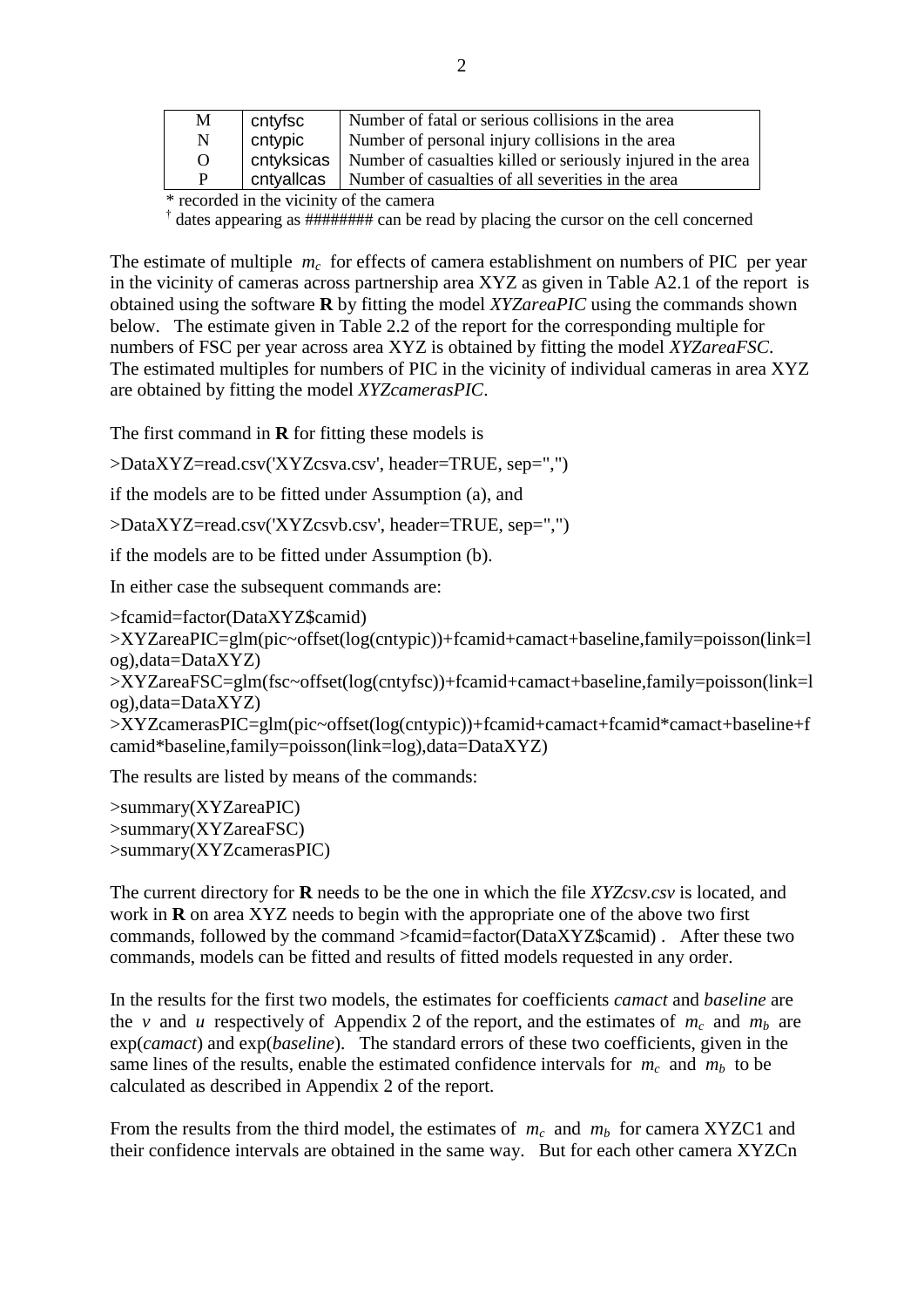| M | cntyfsc | Number of fatal or serious collisions in the area |
|---|---|---|
| N | cntypic | Number of personal injury collisions in the area |
| O | cntyksicas | Number of casualties killed or seriously injured in the area |
| P | cntyallcas | Number of casualties of all severities in the area |

\* recorded in the vicinity of the camera

† dates appearing as ######## can be read by placing the cursor on the cell concerned

The estimate of multiple $m_c$ for effects of camera establishment on numbers of PIC per year in the vicinity of cameras across partnership area XYZ as given in Table A2.1 of the report is obtained using the software **R** by fitting the model *XYZareaPIC* using the commands shown below. The estimate given in Table 2.2 of the report for the corresponding multiple for numbers of FSC per year across area XYZ is obtained by fitting the model *XYZareaFSC*. The estimated multiples for numbers of PIC in the vicinity of individual cameras in area XYZ are obtained by fitting the model *XYZcamerasPIC*.

The first command in **R** for fitting these models is

```
>DataXYZ=read.csv('XYZcsva.csv', header=TRUE, sep=",")
```

if the models are to be fitted under Assumption (a), and

```
>DataXYZ=read.csv('XYZcsvb.csv', header=TRUE, sep=",")
```

if the models are to be fitted under Assumption (b).

In either case the subsequent commands are:

```
>fcamid=factor(DataXYZ$camid)
>XYZareaPIC=glm(pic~offset(log(cntypic))+fcamid+camact+baseline,family=poisson(link=log),data=DataXYZ)
>XYZareaFSC=glm(fsc~offset(log(cntyfsc))+fcamid+camact+baseline,family=poisson(link=log),data=DataXYZ)
>XYZcamerasPIC=glm(pic~offset(log(cntypic))+fcamid+camact+fcamid*camact+baseline+fcamid*baseline,family=poisson(link=log),data=DataXYZ)
```

The results are listed by means of the commands:

```
>summary(XYZareaPIC)
>summary(XYZareaFSC)
>summary(XYZcamerasPIC)
```

The current directory for **R** needs to be the one in which the file *XYZcsv.csv* is located, and work in **R** on area XYZ needs to begin with the appropriate one of the above two first commands, followed by the command >fcamid=factor(DataXYZ$camid) . After these two commands, models can be fitted and results of fitted models requested in any order.

In the results for the first two models, the estimates for coefficients *camact* and *baseline* are the $v$ and $u$ respectively of Appendix 2 of the report, and the estimates of $m_c$ and $m_b$ are exp(*camact*) and exp(*baseline*). The standard errors of these two coefficients, given in the same lines of the results, enable the estimated confidence intervals for $m_c$ and $m_b$ to be calculated as described in Appendix 2 of the report.

From the results from the third model, the estimates of $m_c$ and $m_b$ for camera XYZC1 and their confidence intervals are obtained in the same way. But for each other camera XYZCn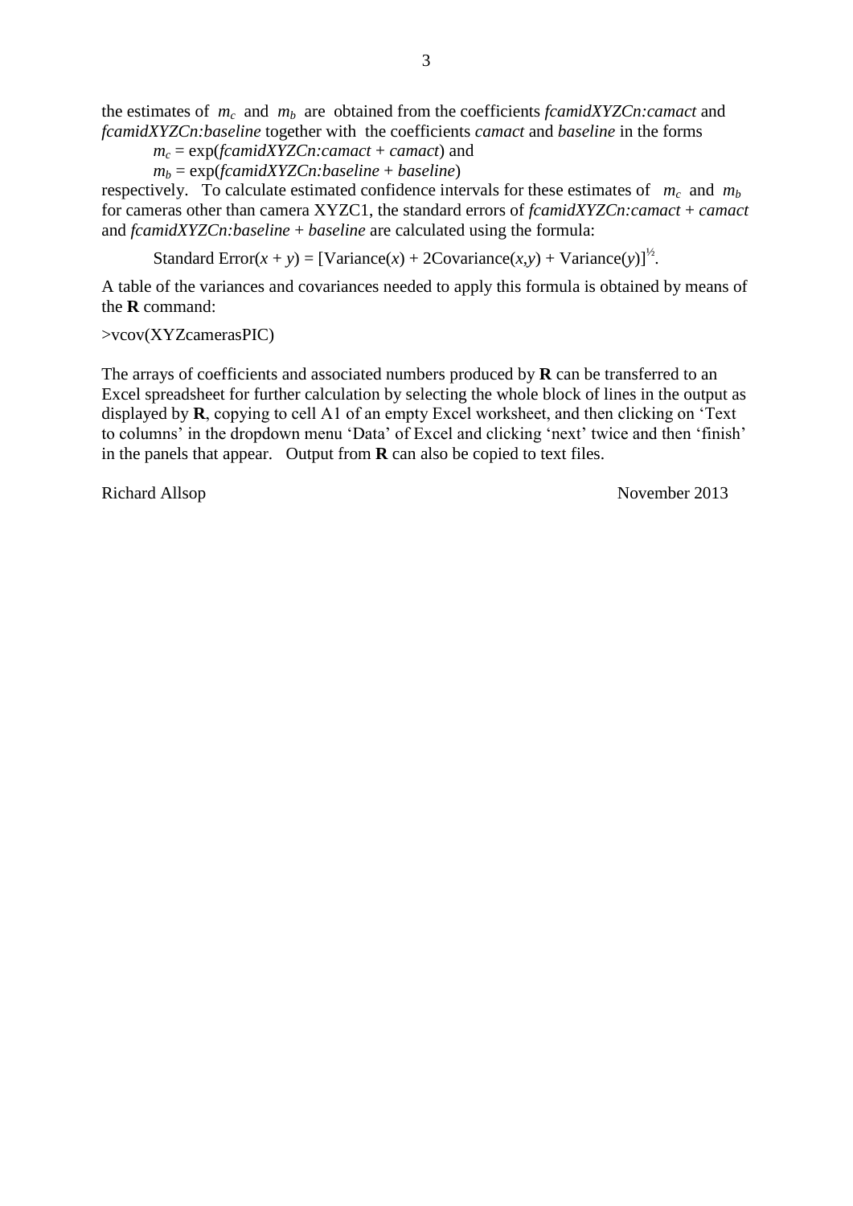the estimates of $m_c$ and $m_b$ are obtained from the coefficients *fcamidXYZCn:camact* and *fcamidXYZCn:baseline* together with the coefficients *camact* and *baseline* in the forms

$m_c$ = exp(*fcamidXYZCn:camact* + *camact*) and

$m_b$ = exp(*fcamidXYZCn:baseline* + *baseline*)

respectively. To calculate estimated confidence intervals for these estimates of $m_c$ and $m_b$ for cameras other than camera XYZC1, the standard errors of *fcamidXYZCn:camact* + *camact* and *fcamidXYZCn:baseline* + *baseline* are calculated using the formula:

$$\text{Standard Error}(x + y) = [\text{Variance}(x) + 2\text{Covariance}(x,y) + \text{Variance}(y)]^{½}.$$

A table of the variances and covariances needed to apply this formula is obtained by means of the **R** command:

```
>vcov(XYZcamerasPIC)
```

The arrays of coefficients and associated numbers produced by **R** can be transferred to an Excel spreadsheet for further calculation by selecting the whole block of lines in the output as displayed by **R**, copying to cell A1 of an empty Excel worksheet, and then clicking on 'Text to columns' in the dropdown menu 'Data' of Excel and clicking 'next' twice and then 'finish' in the panels that appear. Output from **R** can also be copied to text files.

Richard Allsop November 2013